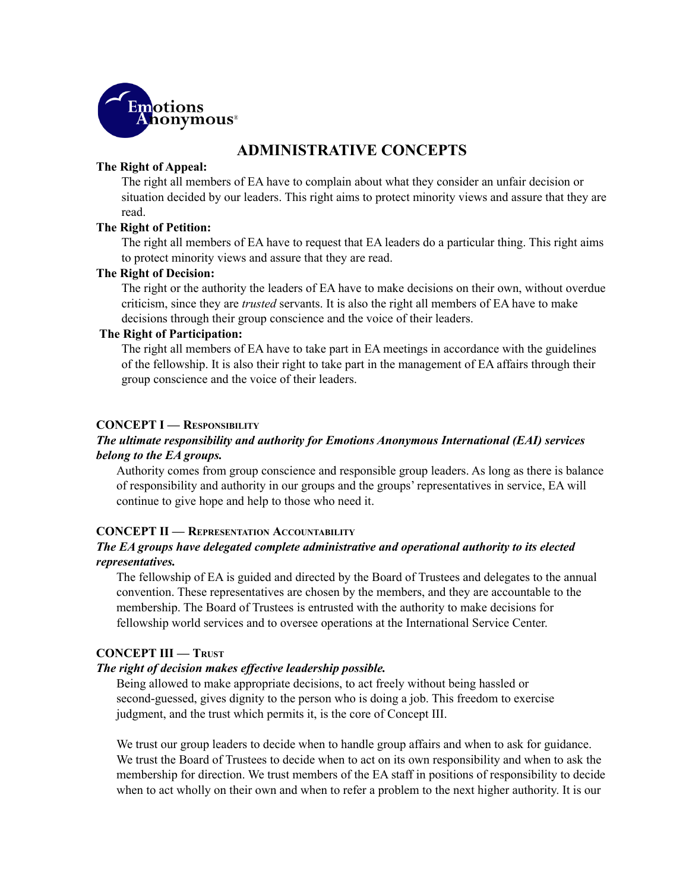Emotions Anonymous®

# ADMINISTRATIVE CONCEPTS

**The Right of Appeal:**

The right all members of EA have to complain about what they consider an unfair decision or situation decided by our leaders. This right aims to protect minority views and assure that they are read.

**The Right of Petition:**

The right all members of EA have to request that EA leaders do a particular thing. This right aims to protect minority views and assure that they are read.

**The Right of Decision:**

The right or the authority the leaders of EA have to make decisions on their own, without overdue criticism, since they are *trusted* servants. It is also the right all members of EA have to make decisions through their group conscience and the voice of their leaders.

**The Right of Participation:**

The right all members of EA have to take part in EA meetings in accordance with the guidelines of the fellowship. It is also their right to take part in the management of EA affairs through their group conscience and the voice of their leaders.

## CONCEPT I — Responsibility

***The ultimate responsibility and authority for Emotions Anonymous International (EAI) services belong to the EA groups.***

Authority comes from group conscience and responsible group leaders. As long as there is balance of responsibility and authority in our groups and the groups' representatives in service, EA will continue to give hope and help to those who need it.

## CONCEPT II — Representation Accountability

***The EA groups have delegated complete administrative and operational authority to its elected representatives.***

The fellowship of EA is guided and directed by the Board of Trustees and delegates to the annual convention. These representatives are chosen by the members, and they are accountable to the membership. The Board of Trustees is entrusted with the authority to make decisions for fellowship world services and to oversee operations at the International Service Center.

## CONCEPT III — Trust

***The right of decision makes effective leadership possible.***

Being allowed to make appropriate decisions, to act freely without being hassled or second-guessed, gives dignity to the person who is doing a job. This freedom to exercise judgment, and the trust which permits it, is the core of Concept III.

We trust our group leaders to decide when to handle group affairs and when to ask for guidance. We trust the Board of Trustees to decide when to act on its own responsibility and when to ask the membership for direction. We trust members of the EA staff in positions of responsibility to decide when to act wholly on their own and when to refer a problem to the next higher authority. It is our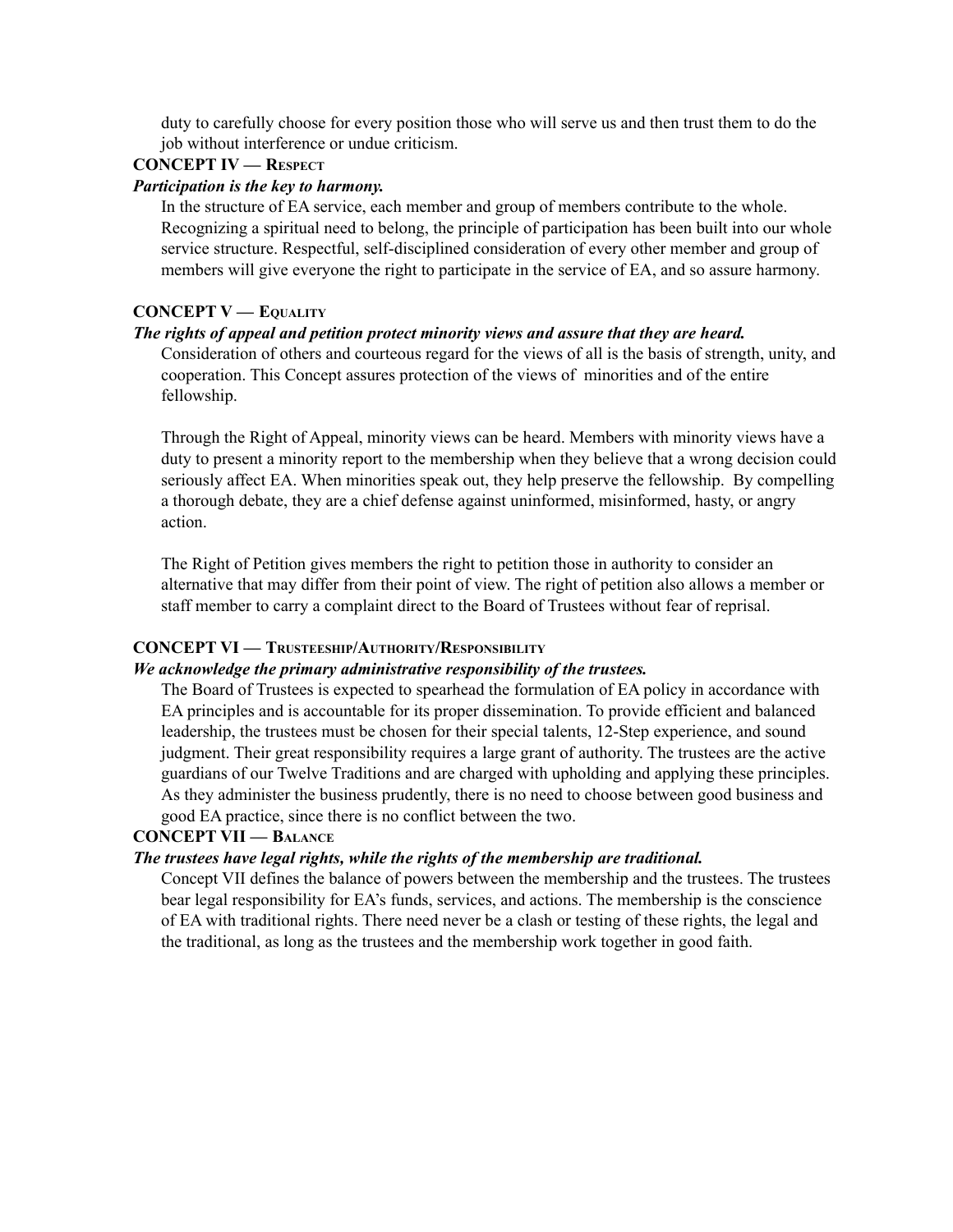duty to carefully choose for every position those who will serve us and then trust them to do the job without interference or undue criticism.

### CONCEPT IV — Respect

***Participation is the key to harmony.***

In the structure of EA service, each member and group of members contribute to the whole. Recognizing a spiritual need to belong, the principle of participation has been built into our whole service structure. Respectful, self-disciplined consideration of every other member and group of members will give everyone the right to participate in the service of EA, and so assure harmony.

### CONCEPT V — Equality

***The rights of appeal and petition protect minority views and assure that they are heard.***

Consideration of others and courteous regard for the views of all is the basis of strength, unity, and cooperation. This Concept assures protection of the views of minorities and of the entire fellowship.

Through the Right of Appeal, minority views can be heard. Members with minority views have a duty to present a minority report to the membership when they believe that a wrong decision could seriously affect EA. When minorities speak out, they help preserve the fellowship. By compelling a thorough debate, they are a chief defense against uninformed, misinformed, hasty, or angry action.

The Right of Petition gives members the right to petition those in authority to consider an alternative that may differ from their point of view. The right of petition also allows a member or staff member to carry a complaint direct to the Board of Trustees without fear of reprisal.

### CONCEPT VI — Trusteeship/Authority/Responsibility

***We acknowledge the primary administrative responsibility of the trustees.***

The Board of Trustees is expected to spearhead the formulation of EA policy in accordance with EA principles and is accountable for its proper dissemination. To provide efficient and balanced leadership, the trustees must be chosen for their special talents, 12-Step experience, and sound judgment. Their great responsibility requires a large grant of authority. The trustees are the active guardians of our Twelve Traditions and are charged with upholding and applying these principles. As they administer the business prudently, there is no need to choose between good business and good EA practice, since there is no conflict between the two.

### CONCEPT VII — Balance

***The trustees have legal rights, while the rights of the membership are traditional.***

Concept VII defines the balance of powers between the membership and the trustees. The trustees bear legal responsibility for EA's funds, services, and actions. The membership is the conscience of EA with traditional rights. There need never be a clash or testing of these rights, the legal and the traditional, as long as the trustees and the membership work together in good faith.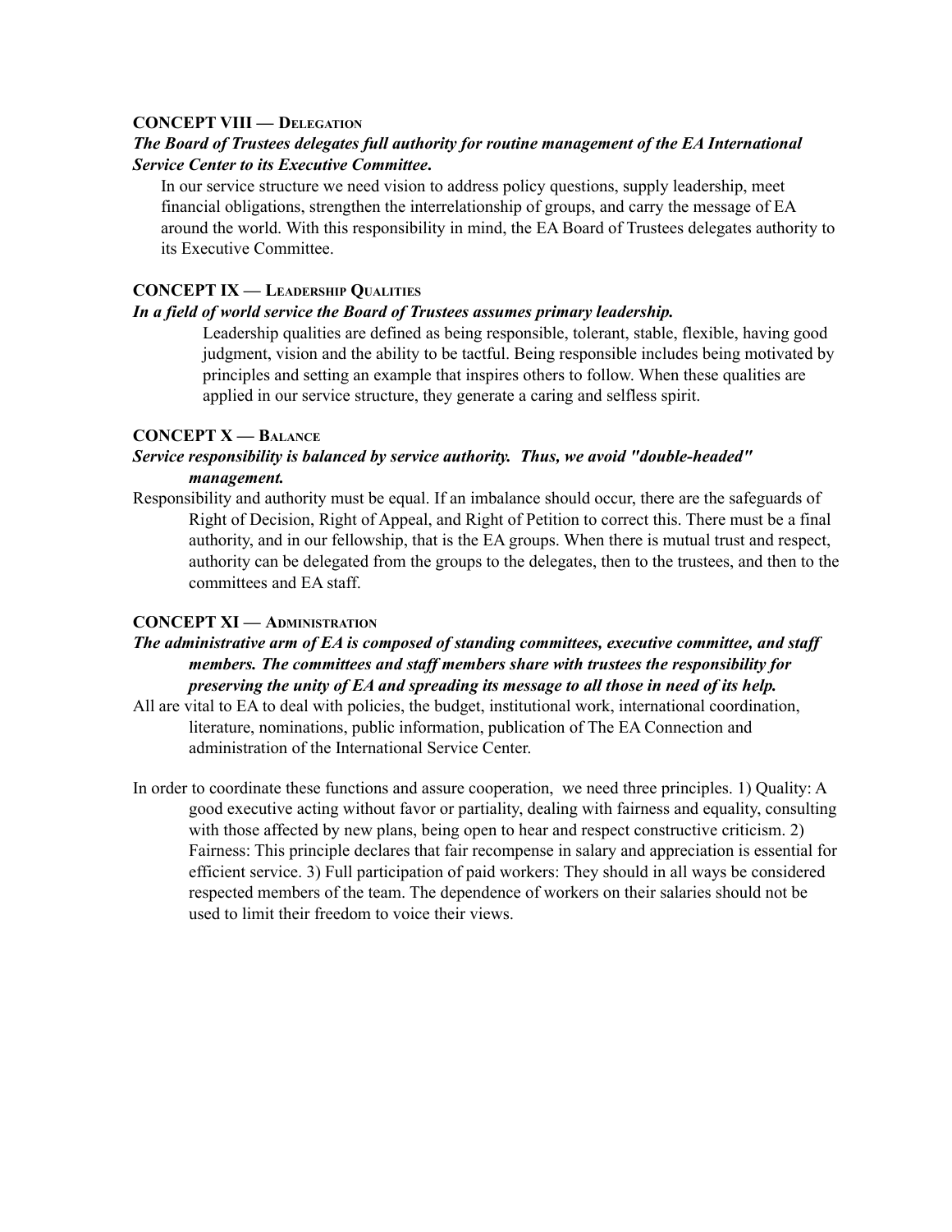## CONCEPT VIII — Delegation

***The Board of Trustees delegates full authority for routine management of the EA International Service Center to its Executive Committee.***

In our service structure we need vision to address policy questions, supply leadership, meet financial obligations, strengthen the interrelationship of groups, and carry the message of EA around the world. With this responsibility in mind, the EA Board of Trustees delegates authority to its Executive Committee.

## CONCEPT IX — Leadership Qualities

***In a field of world service the Board of Trustees assumes primary leadership.***

Leadership qualities are defined as being responsible, tolerant, stable, flexible, having good judgment, vision and the ability to be tactful. Being responsible includes being motivated by principles and setting an example that inspires others to follow. When these qualities are applied in our service structure, they generate a caring and selfless spirit.

## CONCEPT X — Balance

***Service responsibility is balanced by service authority. Thus, we avoid "double-headed" management.***

Responsibility and authority must be equal. If an imbalance should occur, there are the safeguards of Right of Decision, Right of Appeal, and Right of Petition to correct this. There must be a final authority, and in our fellowship, that is the EA groups. When there is mutual trust and respect, authority can be delegated from the groups to the delegates, then to the trustees, and then to the committees and EA staff.

## CONCEPT XI — Administration

***The administrative arm of EA is composed of standing committees, executive committee, and staff members. The committees and staff members share with trustees the responsibility for preserving the unity of EA and spreading its message to all those in need of its help.***

All are vital to EA to deal with policies, the budget, institutional work, international coordination, literature, nominations, public information, publication of The EA Connection and administration of the International Service Center.

In order to coordinate these functions and assure cooperation, we need three principles. 1) Quality: A good executive acting without favor or partiality, dealing with fairness and equality, consulting with those affected by new plans, being open to hear and respect constructive criticism. 2) Fairness: This principle declares that fair recompense in salary and appreciation is essential for efficient service. 3) Full participation of paid workers: They should in all ways be considered respected members of the team. The dependence of workers on their salaries should not be used to limit their freedom to voice their views.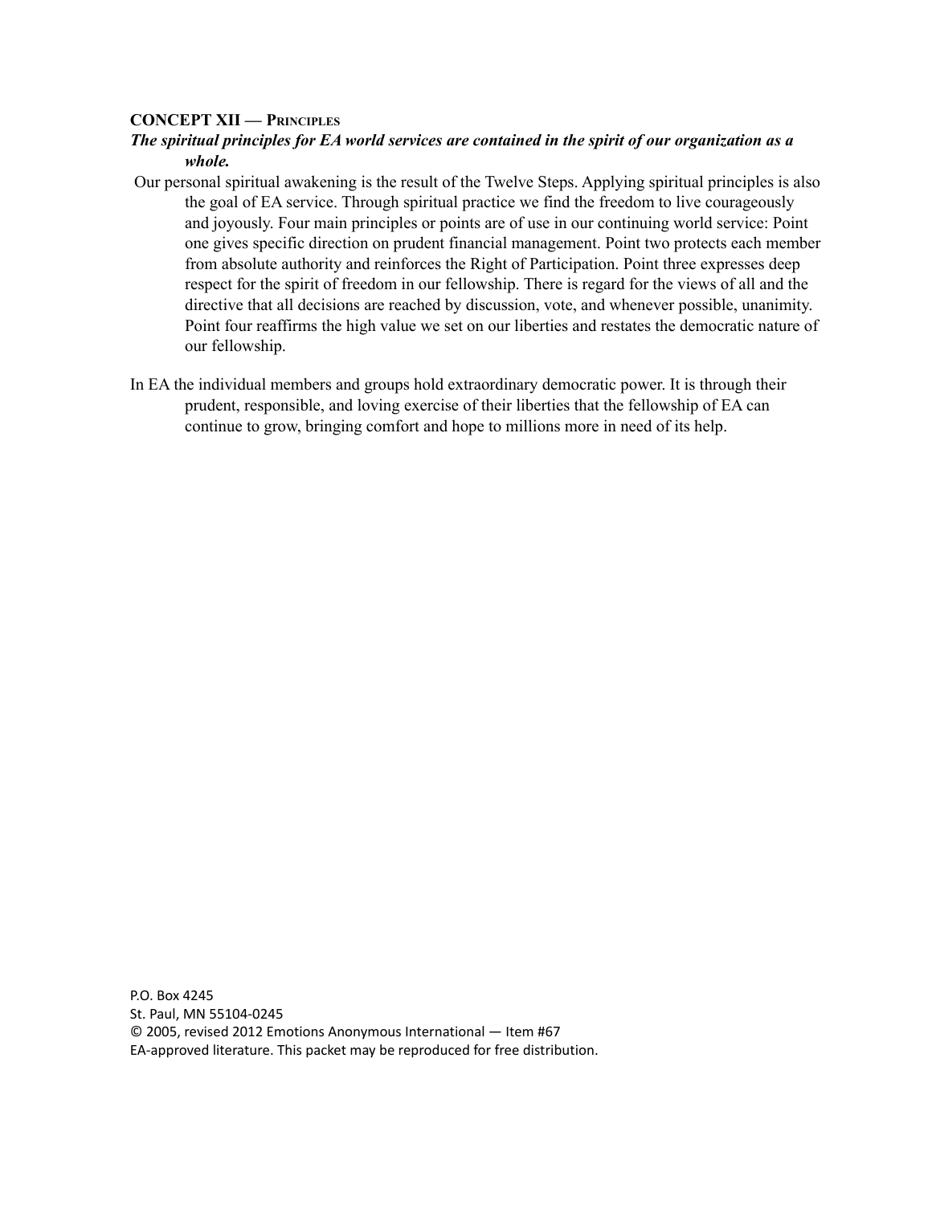**CONCEPT XII — PRINCIPLES**

***The spiritual principles for EA world services are contained in the spirit of our organization as a whole.***

Our personal spiritual awakening is the result of the Twelve Steps. Applying spiritual principles is also the goal of EA service. Through spiritual practice we find the freedom to live courageously and joyously. Four main principles or points are of use in our continuing world service: Point one gives specific direction on prudent financial management. Point two protects each member from absolute authority and reinforces the Right of Participation. Point three expresses deep respect for the spirit of freedom in our fellowship. There is regard for the views of all and the directive that all decisions are reached by discussion, vote, and whenever possible, unanimity. Point four reaffirms the high value we set on our liberties and restates the democratic nature of our fellowship.

In EA the individual members and groups hold extraordinary democratic power. It is through their prudent, responsible, and loving exercise of their liberties that the fellowship of EA can continue to grow, bringing comfort and hope to millions more in need of its help.

P.O. Box 4245
St. Paul, MN 55104-0245
© 2005, revised 2012 Emotions Anonymous International — Item #67
EA-approved literature. This packet may be reproduced for free distribution.